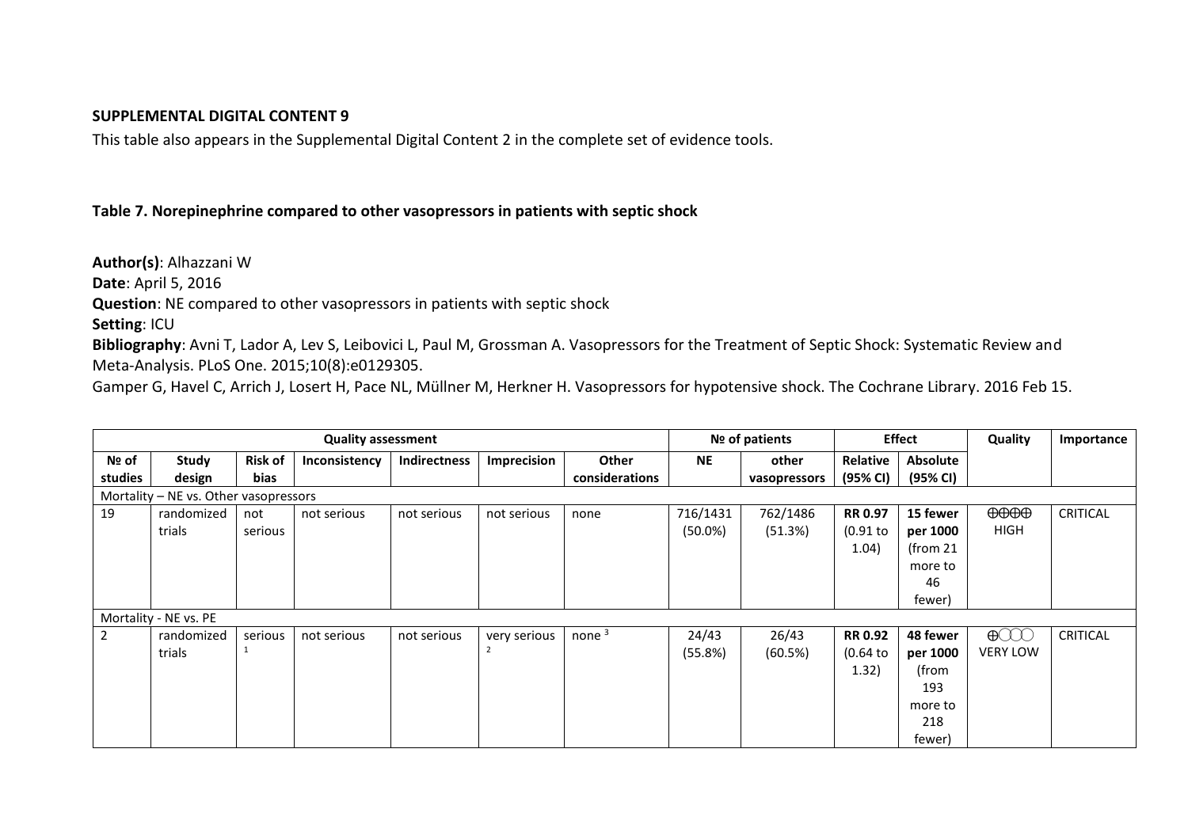**SUPPLEMENTAL DIGITAL CONTENT 9**

This table also appears in the Supplemental Digital Content 2 in the complete set of evidence tools.

**Table 7. Norepinephrine compared to other vasopressors in patients with septic shock**

**Author(s)**: Alhazzani W
**Date**: April 5, 2016
**Question**: NE compared to other vasopressors in patients with septic shock
**Setting**: ICU
**Bibliography**: Avni T, Lador A, Lev S, Leibovici L, Paul M, Grossman A. Vasopressors for the Treatment of Septic Shock: Systematic Review and Meta-Analysis. PLoS One. 2015;10(8):e0129305.
Gamper G, Havel C, Arrich J, Losert H, Pace NL, Müllner M, Herkner H. Vasopressors for hypotensive shock. The Cochrane Library. 2016 Feb 15.

| Quality assessment | | | | | | | № of patients | | Effect | | Quality | Importance |
|---|---|---|---|---|---|---|---|---|---|---|---|---|
| **№ of studies** | **Study design** | **Risk of bias** | **Inconsistency** | **Indirectness** | **Imprecision** | **Other considerations** | **NE** | **other vasopressors** | **Relative (95% CI)** | **Absolute (95% CI)** | | |
| Mortality – NE vs. Other vasopressors | | | | | | | | | | | | |
| 19 | randomized trials | not serious | not serious | not serious | not serious | none | 716/1431 (50.0%) | 762/1486 (51.3%) | **RR 0.97** (0.91 to 1.04) | **15 fewer per 1000** (from 21 more to 46 fewer) | ⨁⨁⨁⨁ HIGH | CRITICAL |
| Mortality - NE vs. PE | | | | | | | | | | | | |
| 2 | randomized trials | serious [1] | not serious | not serious | very serious [2] | none [3] | 24/43 (55.8%) | 26/43 (60.5%) | **RR 0.92** (0.64 to 1.32) | **48 fewer per 1000** (from 193 more to 218 fewer) | ⨁◯◯◯ VERY LOW | CRITICAL |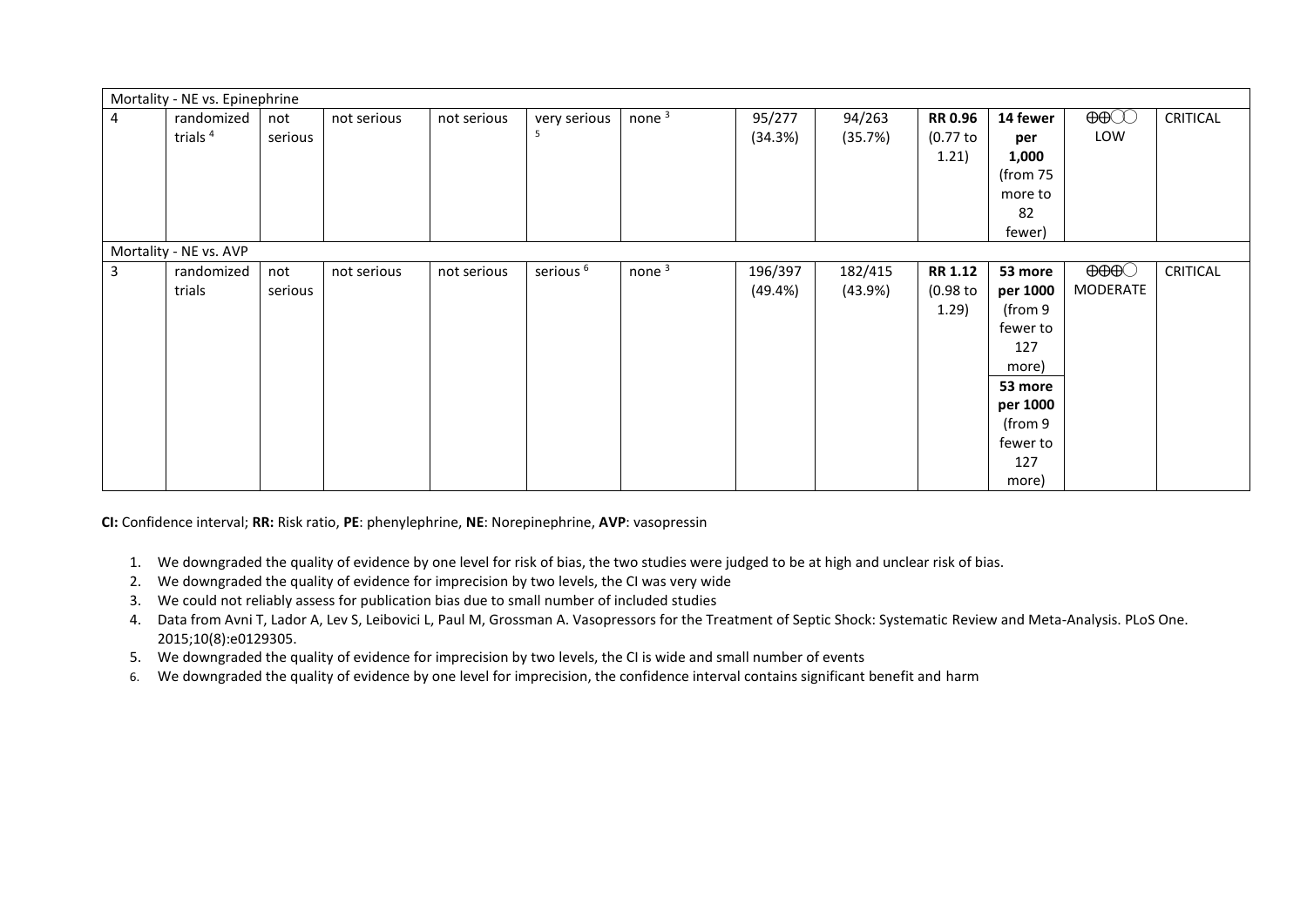| | | | | | | | | | | | | |
|---|---|---|---|---|---|---|---|---|---|---|---|---|
| Mortality - NE vs. Epinephrine | | | | | | | | | | | | |
| 4 | randomized trials [4] | not serious | not serious | not serious | very serious [5] | none [3] | 95/277 (34.3%) | 94/263 (35.7%) | **RR 0.96** (0.77 to 1.21) | **14 fewer per 1,000** (from 75 more to 82 fewer) | ⊕⊕◯◯ LOW | CRITICAL |
| Mortality - NE vs. AVP | | | | | | | | | | | | |
| 3 | randomized trials | not serious | not serious | not serious | serious [6] | none [3] | 196/397 (49.4%) | 182/415 (43.9%) | **RR 1.12** (0.98 to 1.29) | **53 more per 1000** (from 9 fewer to 127 more) **53 more per 1000** (from 9 fewer to 127 more) | ⊕⊕⊕◯ MODERATE | CRITICAL |

**CI:** Confidence interval; **RR:** Risk ratio, **PE**: phenylephrine, **NE**: Norepinephrine, **AVP**: vasopressin

1. We downgraded the quality of evidence by one level for risk of bias, the two studies were judged to be at high and unclear risk of bias.
2. We downgraded the quality of evidence for imprecision by two levels, the CI was very wide
3. We could not reliably assess for publication bias due to small number of included studies
4. Data from Avni T, Lador A, Lev S, Leibovici L, Paul M, Grossman A. Vasopressors for the Treatment of Septic Shock: Systematic Review and Meta-Analysis. PLoS One. 2015;10(8):e0129305.
5. We downgraded the quality of evidence for imprecision by two levels, the CI is wide and small number of events
6. We downgraded the quality of evidence by one level for imprecision, the confidence interval contains significant benefit and harm